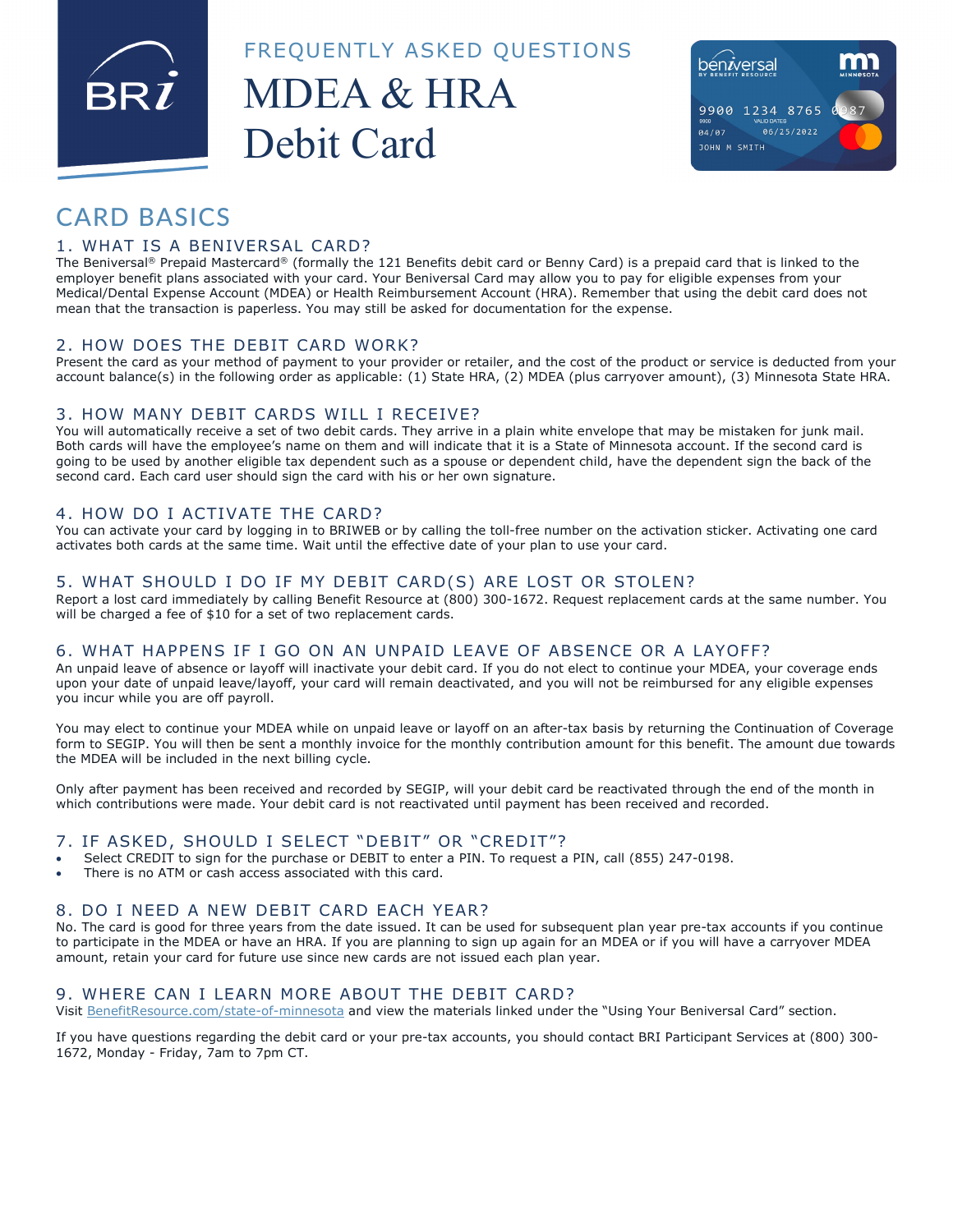# FREQUENTLY ASKED QUESTIONS

# MDEA & HRA Debit Card

## CARD BASICS

### 1. WHAT IS A BENIVERSAL CARD?

The Beniversal® Prepaid Mastercard® (formally the 121 Benefits debit card or Benny Card) is a prepaid card that is linked to the employer benefit plans associated with your card. Your Beniversal Card may allow you to pay for eligible expenses from your Medical/Dental Expense Account (MDEA) or Health Reimbursement Account (HRA). Remember that using the debit card does not mean that the transaction is paperless. You may still be asked for documentation for the expense.

### 2. HOW DOES THE DEBIT CARD WORK?

Present the card as your method of payment to your provider or retailer, and the cost of the product or service is deducted from your account balance(s) in the following order as applicable: (1) State HRA, (2) MDEA (plus carryover amount), (3) Minnesota State HRA.

### 3. HOW MANY DEBIT CARDS WILL I RECEIVE?

You will automatically receive a set of two debit cards. They arrive in a plain white envelope that may be mistaken for junk mail. Both cards will have the employee's name on them and will indicate that it is a State of Minnesota account. If the second card is going to be used by another eligible tax dependent such as a spouse or dependent child, have the dependent sign the back of the second card. Each card user should sign the card with his or her own signature.

### 4. HOW DO I ACTIVATE THE CARD?

You can activate your card by logging in to BRIWEB or by calling the toll-free number on the activation sticker. Activating one card activates both cards at the same time. Wait until the effective date of your plan to use your card.

### 5. WHAT SHOULD I DO IF MY DEBIT CARD(S) ARE LOST OR STOLEN?

Report a lost card immediately by calling Benefit Resource at (800) 300-1672. Request replacement cards at the same number. You will be charged a fee of $10 for a set of two replacement cards.

### 6. WHAT HAPPENS IF I GO ON AN UNPAID LEAVE OF ABSENCE OR A LAYOFF?

An unpaid leave of absence or layoff will inactivate your debit card. If you do not elect to continue your MDEA, your coverage ends upon your date of unpaid leave/layoff, your card will remain deactivated, and you will not be reimbursed for any eligible expenses you incur while you are off payroll.

You may elect to continue your MDEA while on unpaid leave or layoff on an after-tax basis by returning the Continuation of Coverage form to SEGIP. You will then be sent a monthly invoice for the monthly contribution amount for this benefit. The amount due towards the MDEA will be included in the next billing cycle.

Only after payment has been received and recorded by SEGIP, will your debit card be reactivated through the end of the month in which contributions were made. Your debit card is not reactivated until payment has been received and recorded.

### 7. IF ASKED, SHOULD I SELECT "DEBIT" OR "CREDIT"?

- Select CREDIT to sign for the purchase or DEBIT to enter a PIN. To request a PIN, call (855) 247-0198.
- There is no ATM or cash access associated with this card.

### 8. DO I NEED A NEW DEBIT CARD EACH YEAR?

No. The card is good for three years from the date issued. It can be used for subsequent plan year pre-tax accounts if you continue to participate in the MDEA or have an HRA. If you are planning to sign up again for an MDEA or if you will have a carryover MDEA amount, retain your card for future use since new cards are not issued each plan year.

### 9. WHERE CAN I LEARN MORE ABOUT THE DEBIT CARD?

Visit [BenefitResource.com/state-of-minnesota](BenefitResource.com/state-of-minnesota) and view the materials linked under the "Using Your Beniversal Card" section.

If you have questions regarding the debit card or your pre-tax accounts, you should contact BRI Participant Services at (800) 300-1672, Monday - Friday, 7am to 7pm CT.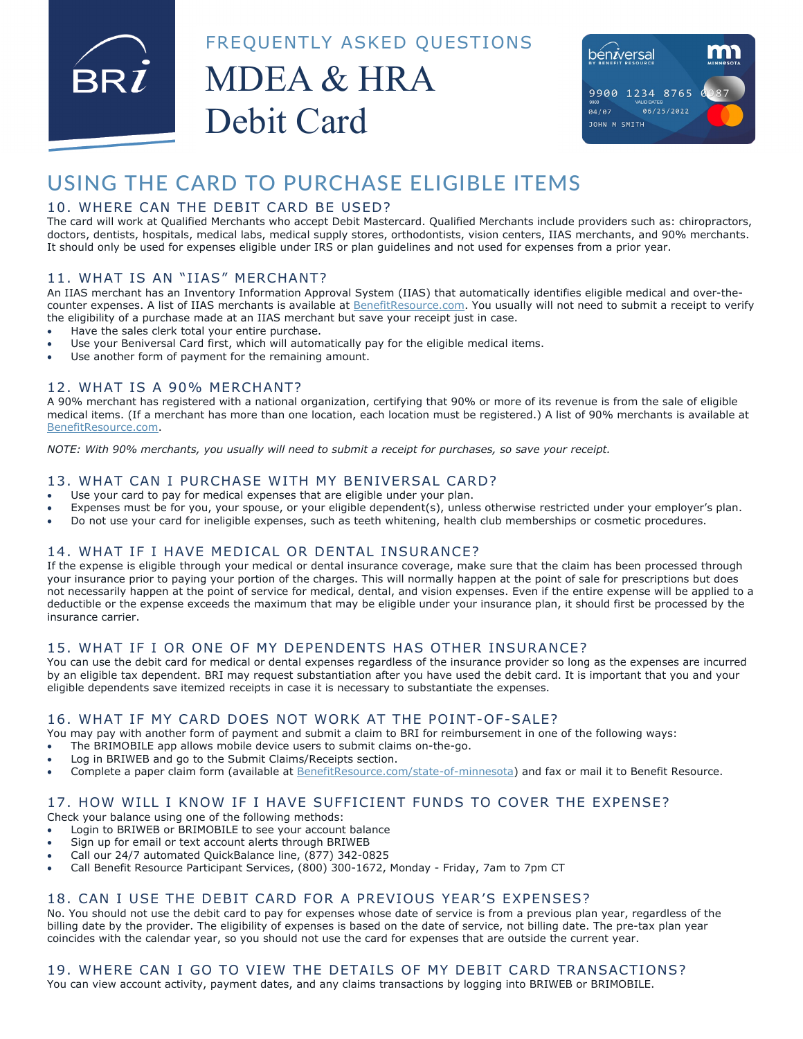# FREQUENTLY ASKED QUESTIONS

# MDEA & HRA Debit Card

## USING THE CARD TO PURCHASE ELIGIBLE ITEMS

### 10. WHERE CAN THE DEBIT CARD BE USED?

The card will work at Qualified Merchants who accept Debit Mastercard. Qualified Merchants include providers such as: chiropractors, doctors, dentists, hospitals, medical labs, medical supply stores, orthodontists, vision centers, IIAS merchants, and 90% merchants. It should only be used for expenses eligible under IRS or plan guidelines and not used for expenses from a prior year.

### 11. WHAT IS AN "IIAS" MERCHANT?

An IIAS merchant has an Inventory Information Approval System (IIAS) that automatically identifies eligible medical and over-the-counter expenses. A list of IIAS merchants is available at BenefitResource.com. You usually will not need to submit a receipt to verify the eligibility of a purchase made at an IIAS merchant but save your receipt just in case.

- Have the sales clerk total your entire purchase.
- Use your Beniversal Card first, which will automatically pay for the eligible medical items.
- Use another form of payment for the remaining amount.

### 12. WHAT IS A 90% MERCHANT?

A 90% merchant has registered with a national organization, certifying that 90% or more of its revenue is from the sale of eligible medical items. (If a merchant has more than one location, each location must be registered.) A list of 90% merchants is available at BenefitResource.com.

*NOTE: With 90% merchants, you usually will need to submit a receipt for purchases, so save your receipt.*

### 13. WHAT CAN I PURCHASE WITH MY BENIVERSAL CARD?

- Use your card to pay for medical expenses that are eligible under your plan.
- Expenses must be for you, your spouse, or your eligible dependent(s), unless otherwise restricted under your employer's plan.
- Do not use your card for ineligible expenses, such as teeth whitening, health club memberships or cosmetic procedures.

### 14. WHAT IF I HAVE MEDICAL OR DENTAL INSURANCE?

If the expense is eligible through your medical or dental insurance coverage, make sure that the claim has been processed through your insurance prior to paying your portion of the charges. This will normally happen at the point of sale for prescriptions but does not necessarily happen at the point of service for medical, dental, and vision expenses. Even if the entire expense will be applied to a deductible or the expense exceeds the maximum that may be eligible under your insurance plan, it should first be processed by the insurance carrier.

### 15. WHAT IF I OR ONE OF MY DEPENDENTS HAS OTHER INSURANCE?

You can use the debit card for medical or dental expenses regardless of the insurance provider so long as the expenses are incurred by an eligible tax dependent. BRI may request substantiation after you have used the debit card. It is important that you and your eligible dependents save itemized receipts in case it is necessary to substantiate the expenses.

### 16. WHAT IF MY CARD DOES NOT WORK AT THE POINT-OF-SALE?

You may pay with another form of payment and submit a claim to BRI for reimbursement in one of the following ways:

- The BRIMOBILE app allows mobile device users to submit claims on-the-go.
- Log in BRIWEB and go to the Submit Claims/Receipts section.
- Complete a paper claim form (available at BenefitResource.com/state-of-minnesota) and fax or mail it to Benefit Resource.

### 17. HOW WILL I KNOW IF I HAVE SUFFICIENT FUNDS TO COVER THE EXPENSE?

Check your balance using one of the following methods:

- Login to BRIWEB or BRIMOBILE to see your account balance
- Sign up for email or text account alerts through BRIWEB
- Call our 24/7 automated QuickBalance line, (877) 342-0825
- Call Benefit Resource Participant Services, (800) 300-1672, Monday - Friday, 7am to 7pm CT

### 18. CAN I USE THE DEBIT CARD FOR A PREVIOUS YEAR'S EXPENSES?

No. You should not use the debit card to pay for expenses whose date of service is from a previous plan year, regardless of the billing date by the provider. The eligibility of expenses is based on the date of service, not billing date. The pre-tax plan year coincides with the calendar year, so you should not use the card for expenses that are outside the current year.

### 19. WHERE CAN I GO TO VIEW THE DETAILS OF MY DEBIT CARD TRANSACTIONS?

You can view account activity, payment dates, and any claims transactions by logging into BRIWEB or BRIMOBILE.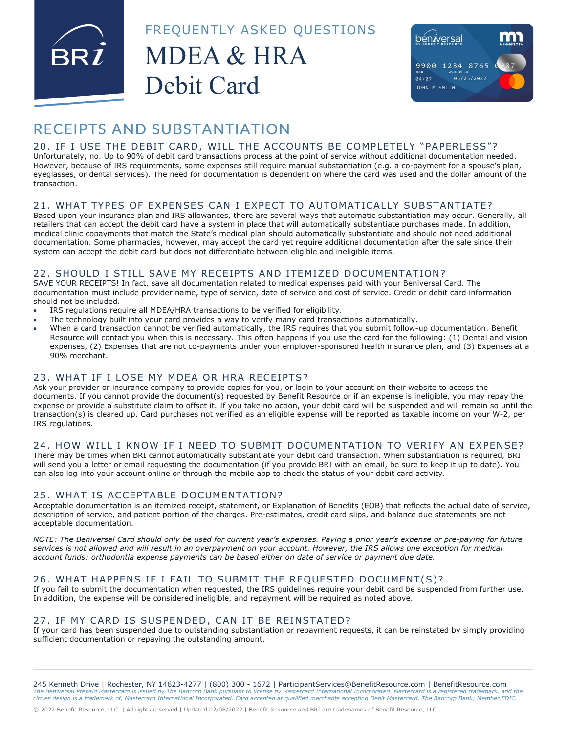FREQUENTLY ASKED QUESTIONS

# MDEA & HRA Debit Card

## RECEIPTS AND SUBSTANTIATION

### 20. IF I USE THE DEBIT CARD, WILL THE ACCOUNTS BE COMPLETELY "PAPERLESS"?

Unfortunately, no. Up to 90% of debit card transactions process at the point of service without additional documentation needed. However, because of IRS requirements, some expenses still require manual substantiation (e.g. a co-payment for a spouse's plan, eyeglasses, or dental services). The need for documentation is dependent on where the card was used and the dollar amount of the transaction.

### 21. WHAT TYPES OF EXPENSES CAN I EXPECT TO AUTOMATICALLY SUBSTANTIATE?

Based upon your insurance plan and IRS allowances, there are several ways that automatic substantiation may occur. Generally, all retailers that can accept the debit card have a system in place that will automatically substantiate purchases made. In addition, medical clinic copayments that match the State's medical plan should automatically substantiate and should not need additional documentation. Some pharmacies, however, may accept the card yet require additional documentation after the sale since their system can accept the debit card but does not differentiate between eligible and ineligible items.

### 22. SHOULD I STILL SAVE MY RECEIPTS AND ITEMIZED DOCUMENTATION?

SAVE YOUR RECEIPTS! In fact, save all documentation related to medical expenses paid with your Beniversal Card. The documentation must include provider name, type of service, date of service and cost of service. Credit or debit card information should not be included.

- IRS regulations require all MDEA/HRA transactions to be verified for eligibility.
- The technology built into your card provides a way to verify many card transactions automatically.
- When a card transaction cannot be verified automatically, the IRS requires that you submit follow-up documentation. Benefit Resource will contact you when this is necessary. This often happens if you use the card for the following: (1) Dental and vision expenses, (2) Expenses that are not co-payments under your employer-sponsored health insurance plan, and (3) Expenses at a 90% merchant.

### 23. WHAT IF I LOSE MY MDEA OR HRA RECEIPTS?

Ask your provider or insurance company to provide copies for you, or login to your account on their website to access the documents. If you cannot provide the document(s) requested by Benefit Resource or if an expense is ineligible, you may repay the expense or provide a substitute claim to offset it. If you take no action, your debit card will be suspended and will remain so until the transaction(s) is cleared up. Card purchases not verified as an eligible expense will be reported as taxable income on your W-2, per IRS regulations.

### 24. HOW WILL I KNOW IF I NEED TO SUBMIT DOCUMENTATION TO VERIFY AN EXPENSE?

There may be times when BRI cannot automatically substantiate your debit card transaction. When substantiation is required, BRI will send you a letter or email requesting the documentation (if you provide BRI with an email, be sure to keep it up to date). You can also log into your account online or through the mobile app to check the status of your debit card activity.

### 25. WHAT IS ACCEPTABLE DOCUMENTATION?

Acceptable documentation is an itemized receipt, statement, or Explanation of Benefits (EOB) that reflects the actual date of service, description of service, and patient portion of the charges. Pre-estimates, credit card slips, and balance due statements are not acceptable documentation.

*NOTE: The Beniversal Card should only be used for current year's expenses. Paying a prior year's expense or pre-paying for future services is not allowed and will result in an overpayment on your account. However, the IRS allows one exception for medical account funds: orthodontia expense payments can be based either on date of service or payment due date.*

### 26. WHAT HAPPENS IF I FAIL TO SUBMIT THE REQUESTED DOCUMENT(S)?

If you fail to submit the documentation when requested, the IRS guidelines require your debit card be suspended from further use. In addition, the expense will be considered ineligible, and repayment will be required as noted above.

### 27. IF MY CARD IS SUSPENDED, CAN IT BE REINSTATED?

If your card has been suspended due to outstanding substantiation or repayment requests, it can be reinstated by simply providing sufficient documentation or repaying the outstanding amount.

245 Kenneth Drive | Rochester, NY 14623-4277 | (800) 300 - 1672 | ParticipantServices@BenefitResource.com | BenefitResource.com

*The Beniversal Prepaid Mastercard is issued by The Bancorp Bank pursuant to license by Mastercard International Incorporated. Mastercard is a registered trademark, and the circles design is a trademark of, Mastercard International Incorporated. Card accepted at qualified merchants accepting Debit Mastercard. The Bancorp Bank; Member FDIC.*

© 2022 Benefit Resource, LLC. | All rights reserved | Updated 02/08/2022 | Benefit Resource and BRI are tradenames of Benefit Resource, LLC.